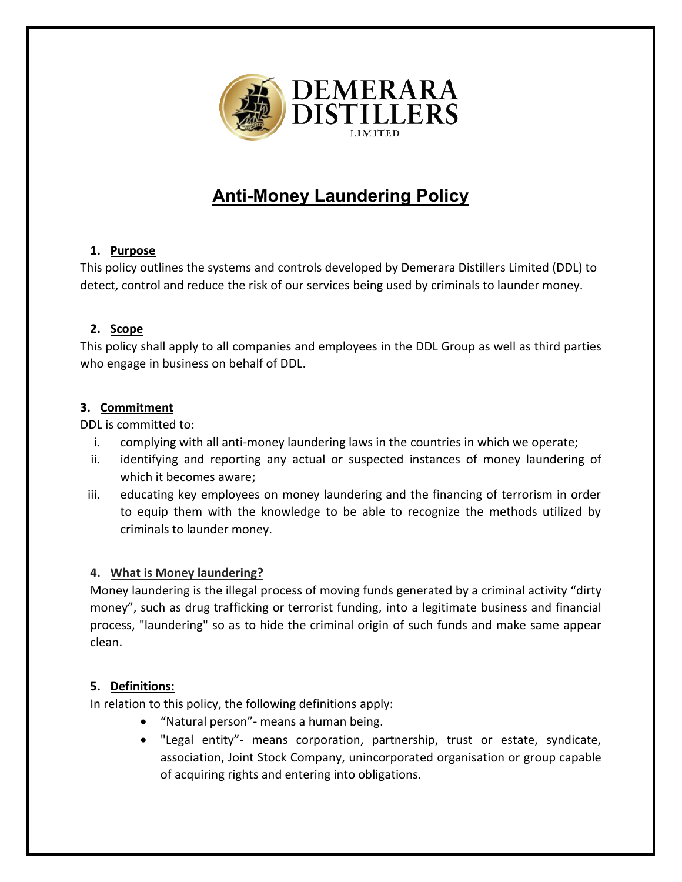DEMERARA DISTILLERS LIMITED

# Anti-Money Laundering Policy

## 1. Purpose

This policy outlines the systems and controls developed by Demerara Distillers Limited (DDL) to detect, control and reduce the risk of our services being used by criminals to launder money.

## 2. Scope

This policy shall apply to all companies and employees in the DDL Group as well as third parties who engage in business on behalf of DDL.

## 3. Commitment

DDL is committed to:

- i. complying with all anti-money laundering laws in the countries in which we operate;
- ii. identifying and reporting any actual or suspected instances of money laundering of which it becomes aware;
- iii. educating key employees on money laundering and the financing of terrorism in order to equip them with the knowledge to be able to recognize the methods utilized by criminals to launder money.

## 4. What is Money laundering?

Money laundering is the illegal process of moving funds generated by a criminal activity "dirty money", such as drug trafficking or terrorist funding, into a legitimate business and financial process, "laundering" so as to hide the criminal origin of such funds and make same appear clean.

## 5. Definitions:

In relation to this policy, the following definitions apply:

- "Natural person"- means a human being.
- "Legal entity"- means corporation, partnership, trust or estate, syndicate, association, Joint Stock Company, unincorporated organisation or group capable of acquiring rights and entering into obligations.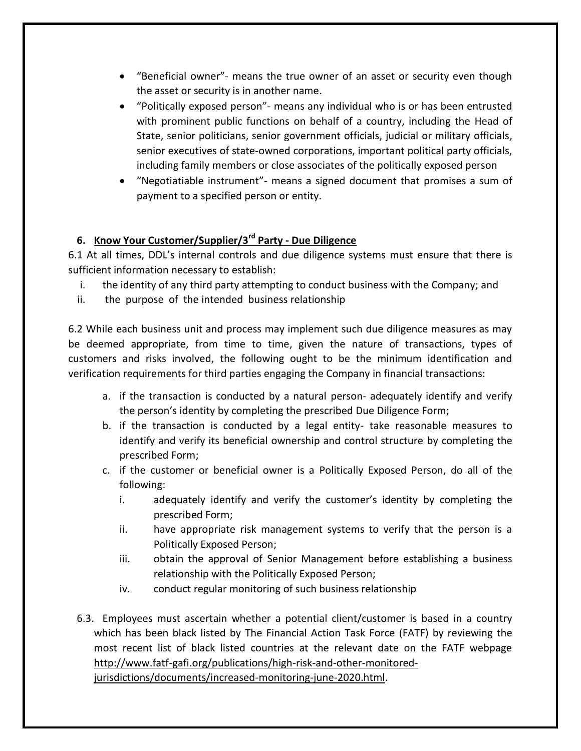- "Beneficial owner"- means the true owner of an asset or security even though the asset or security is in another name.
- "Politically exposed person"- means any individual who is or has been entrusted with prominent public functions on behalf of a country, including the Head of State, senior politicians, senior government officials, judicial or military officials, senior executives of state-owned corporations, important political party officials, including family members or close associates of the politically exposed person
- "Negotiatiable instrument"- means a signed document that promises a sum of payment to a specified person or entity.

## 6. Know Your Customer/Supplier/3rd Party - Due Diligence

6.1 At all times, DDL's internal controls and due diligence systems must ensure that there is sufficient information necessary to establish:

i. the identity of any third party attempting to conduct business with the Company; and
ii. the purpose of the intended business relationship

6.2 While each business unit and process may implement such due diligence measures as may be deemed appropriate, from time to time, given the nature of transactions, types of customers and risks involved, the following ought to be the minimum identification and verification requirements for third parties engaging the Company in financial transactions:

a. if the transaction is conducted by a natural person- adequately identify and verify the person's identity by completing the prescribed Due Diligence Form;
b. if the transaction is conducted by a legal entity- take reasonable measures to identify and verify its beneficial ownership and control structure by completing the prescribed Form;
c. if the customer or beneficial owner is a Politically Exposed Person, do all of the following:
   i. adequately identify and verify the customer's identity by completing the prescribed Form;
   ii. have appropriate risk management systems to verify that the person is a Politically Exposed Person;
   iii. obtain the approval of Senior Management before establishing a business relationship with the Politically Exposed Person;
   iv. conduct regular monitoring of such business relationship

6.3. Employees must ascertain whether a potential client/customer is based in a country which has been black listed by The Financial Action Task Force (FATF) by reviewing the most recent list of black listed countries at the relevant date on the FATF webpage http://www.fatf-gafi.org/publications/high-risk-and-other-monitored-jurisdictions/documents/increased-monitoring-june-2020.html.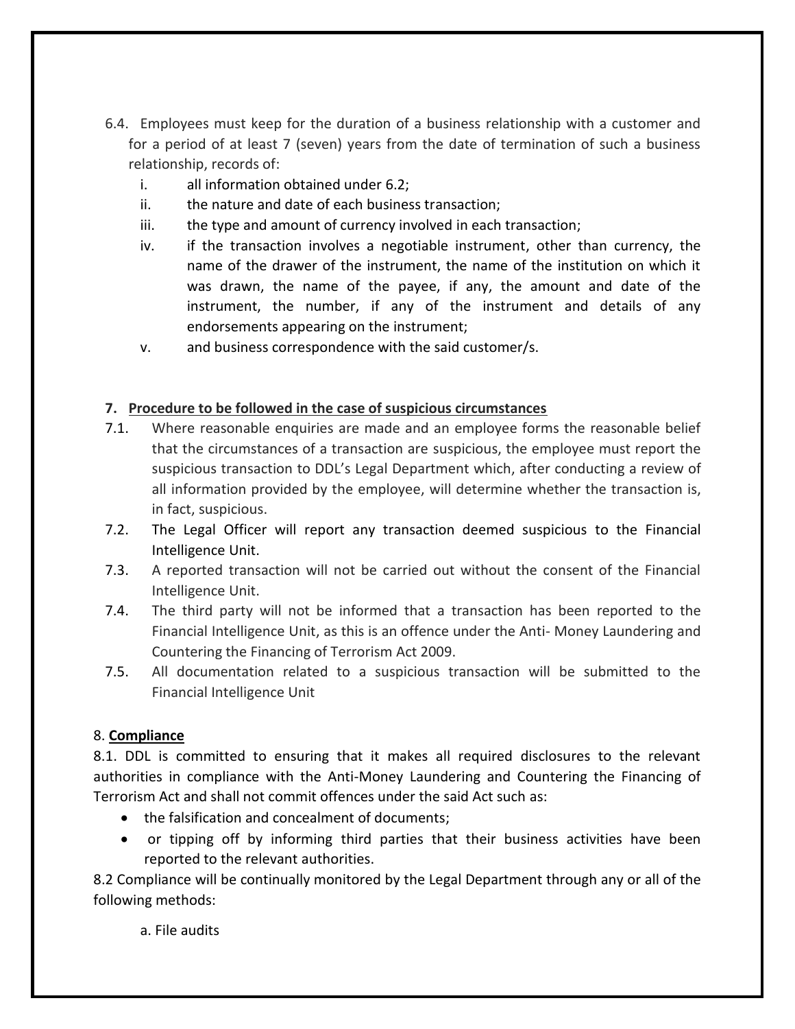6.4. Employees must keep for the duration of a business relationship with a customer and for a period of at least 7 (seven) years from the date of termination of such a business relationship, records of:

   i. all information obtained under 6.2;
   ii. the nature and date of each business transaction;
   iii. the type and amount of currency involved in each transaction;
   iv. if the transaction involves a negotiable instrument, other than currency, the name of the drawer of the instrument, the name of the institution on which it was drawn, the name of the payee, if any, the amount and date of the instrument, the number, if any of the instrument and details of any endorsements appearing on the instrument;
   v. and business correspondence with the said customer/s.

**7. <u>Procedure to be followed in the case of suspicious circumstances</u>**

7.1. Where reasonable enquiries are made and an employee forms the reasonable belief that the circumstances of a transaction are suspicious, the employee must report the suspicious transaction to DDL's Legal Department which, after conducting a review of all information provided by the employee, will determine whether the transaction is, in fact, suspicious.

7.2. The Legal Officer will report any transaction deemed suspicious to the Financial Intelligence Unit.

7.3. A reported transaction will not be carried out without the consent of the Financial Intelligence Unit.

7.4. The third party will not be informed that a transaction has been reported to the Financial Intelligence Unit, as this is an offence under the Anti- Money Laundering and Countering the Financing of Terrorism Act 2009.

7.5. All documentation related to a suspicious transaction will be submitted to the Financial Intelligence Unit

8. **<u>Compliance</u>**

8.1. DDL is committed to ensuring that it makes all required disclosures to the relevant authorities in compliance with the Anti-Money Laundering and Countering the Financing of Terrorism Act and shall not commit offences under the said Act such as:

- the falsification and concealment of documents;
- or tipping off by informing third parties that their business activities have been reported to the relevant authorities.

8.2 Compliance will be continually monitored by the Legal Department through any or all of the following methods:

a. File audits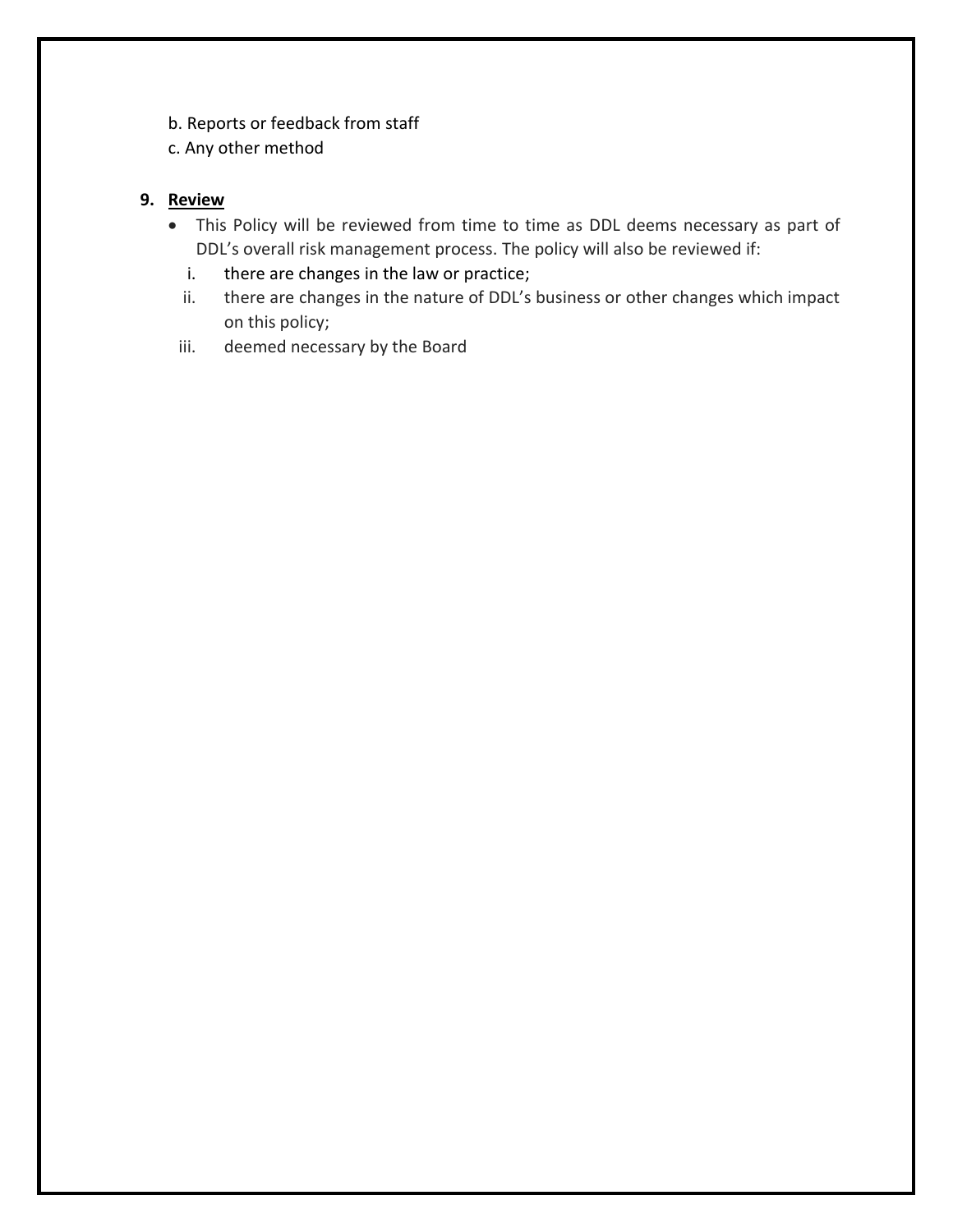b. Reports or feedback from staff

c. Any other method

## 9. Review

- This Policy will be reviewed from time to time as DDL deems necessary as part of DDL's overall risk management process. The policy will also be reviewed if:
  i. there are changes in the law or practice;
  ii. there are changes in the nature of DDL's business or other changes which impact on this policy;
  iii. deemed necessary by the Board